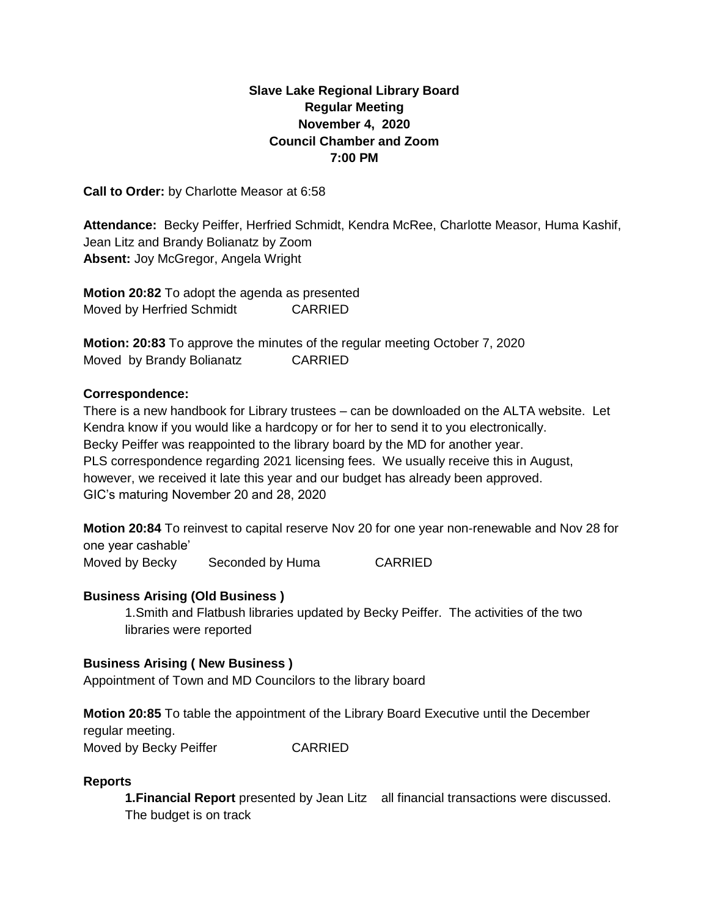**Slave Lake Regional Library Board**
**Regular Meeting**
**November 4, 2020**
**Council Chamber and Zoom**
**7:00 PM**

**Call to Order:** by Charlotte Measor at 6:58

**Attendance:** Becky Peiffer, Herfried Schmidt, Kendra McRee, Charlotte Measor, Huma Kashif, Jean Litz and Brandy Bolianatz by Zoom
**Absent:** Joy McGregor, Angela Wright

**Motion 20:82** To adopt the agenda as presented
Moved by Herfried Schmidt CARRIED

**Motion: 20:83** To approve the minutes of the regular meeting October 7, 2020
Moved by Brandy Bolianatz CARRIED

**Correspondence:**

There is a new handbook for Library trustees – can be downloaded on the ALTA website. Let Kendra know if you would like a hardcopy or for her to send it to you electronically.
Becky Peiffer was reappointed to the library board by the MD for another year.
PLS correspondence regarding 2021 licensing fees. We usually receive this in August, however, we received it late this year and our budget has already been approved.
GIC's maturing November 20 and 28, 2020

**Motion 20:84** To reinvest to capital reserve Nov 20 for one year non-renewable and Nov 28 for one year cashable'
Moved by Becky Seconded by Huma CARRIED

**Business Arising (Old Business )**

1.Smith and Flatbush libraries updated by Becky Peiffer. The activities of the two libraries were reported

**Business Arising ( New Business )**

Appointment of Town and MD Councilors to the library board

**Motion 20:85** To table the appointment of the Library Board Executive until the December regular meeting.
Moved by Becky Peiffer CARRIED

**Reports**

**1.Financial Report** presented by Jean Litz all financial transactions were discussed. The budget is on track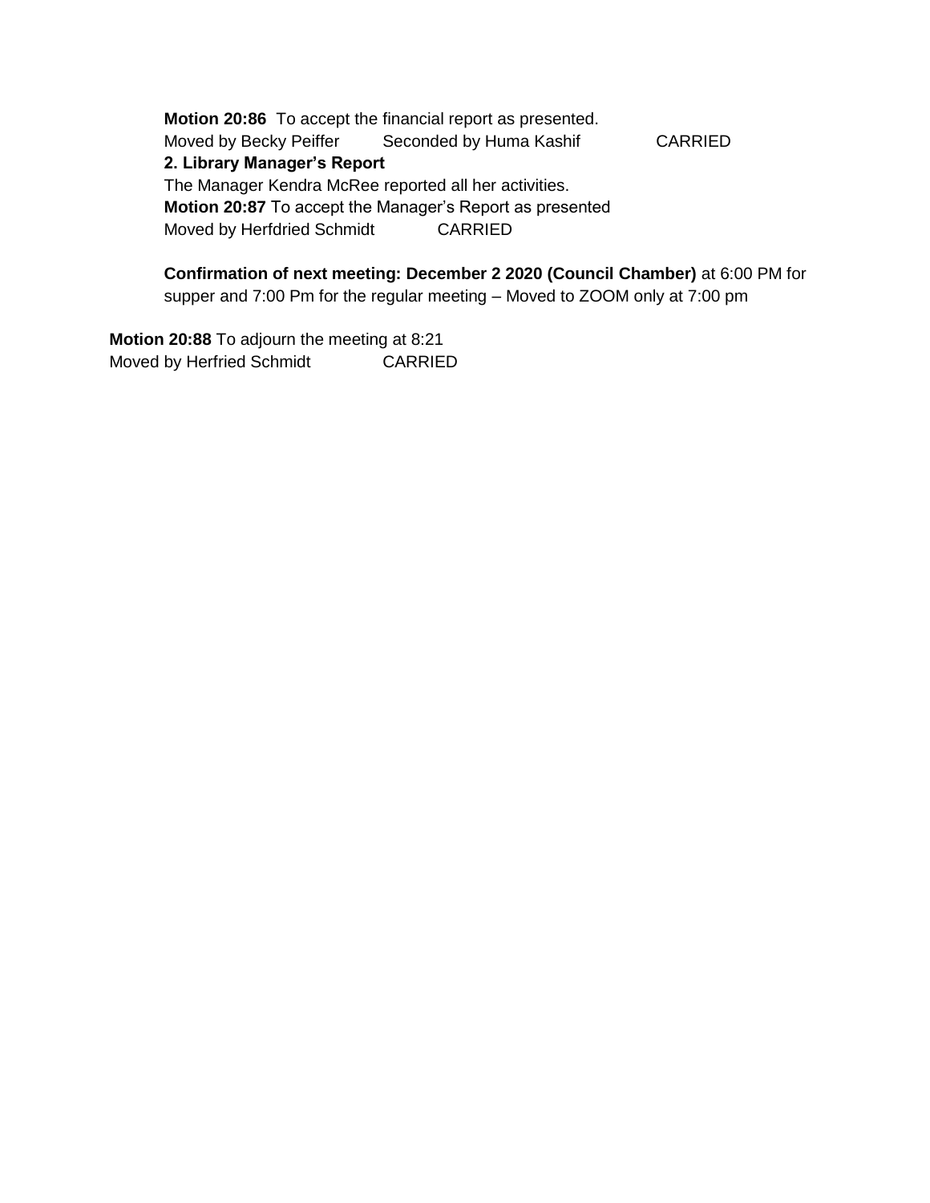**Motion 20:86** To accept the financial report as presented.
Moved by Becky Peiffer Seconded by Huma Kashif CARRIED

**2. Library Manager's Report**

The Manager Kendra McRee reported all her activities.

**Motion 20:87** To accept the Manager's Report as presented
Moved by Herfdried Schmidt CARRIED

**Confirmation of next meeting: December 2 2020 (Council Chamber)** at 6:00 PM for supper and 7:00 Pm for the regular meeting – Moved to ZOOM only at 7:00 pm

**Motion 20:88** To adjourn the meeting at 8:21
Moved by Herfried Schmidt CARRIED